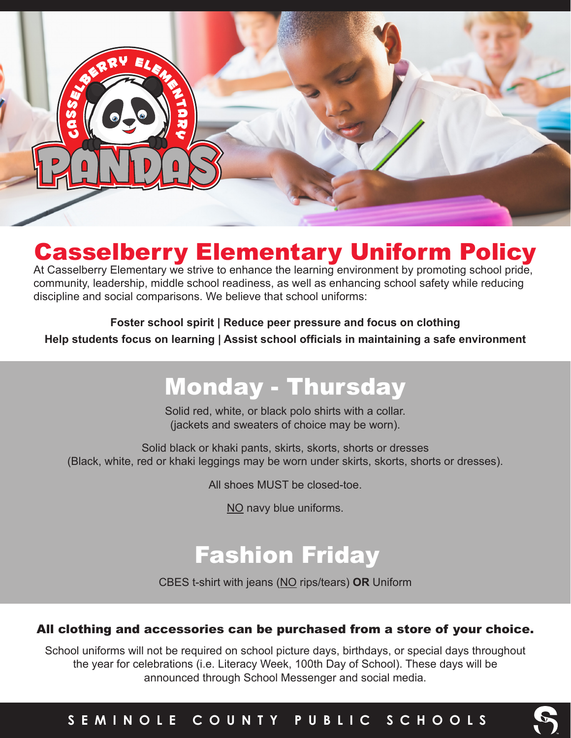# Casselberry Elementary Uniform Policy

At Casselberry Elementary we strive to enhance the learning environment by promoting school pride, community, leadership, middle school readiness, as well as enhancing school safety while reducing discipline and social comparisons. We believe that school uniforms:

**Foster school spirit | Reduce peer pressure and focus on clothing**

**Help students focus on learning | Assist school officials in maintaining a safe environment**

## Monday - Thursday

Solid red, white, or black polo shirts with a collar.
(jackets and sweaters of choice may be worn).

Solid black or khaki pants, skirts, skorts, shorts or dresses
(Black, white, red or khaki leggings may be worn under skirts, skorts, shorts or dresses).

All shoes MUST be closed-toe.

NO navy blue uniforms.

## Fashion Friday

CBES t-shirt with jeans (NO rips/tears) **OR** Uniform

**All clothing and accessories can be purchased from a store of your choice.**

School uniforms will not be required on school picture days, birthdays, or special days throughout the year for celebrations (i.e. Literacy Week, 100th Day of School). These days will be announced through School Messenger and social media.

SEMINOLE COUNTY PUBLIC SCHOOLS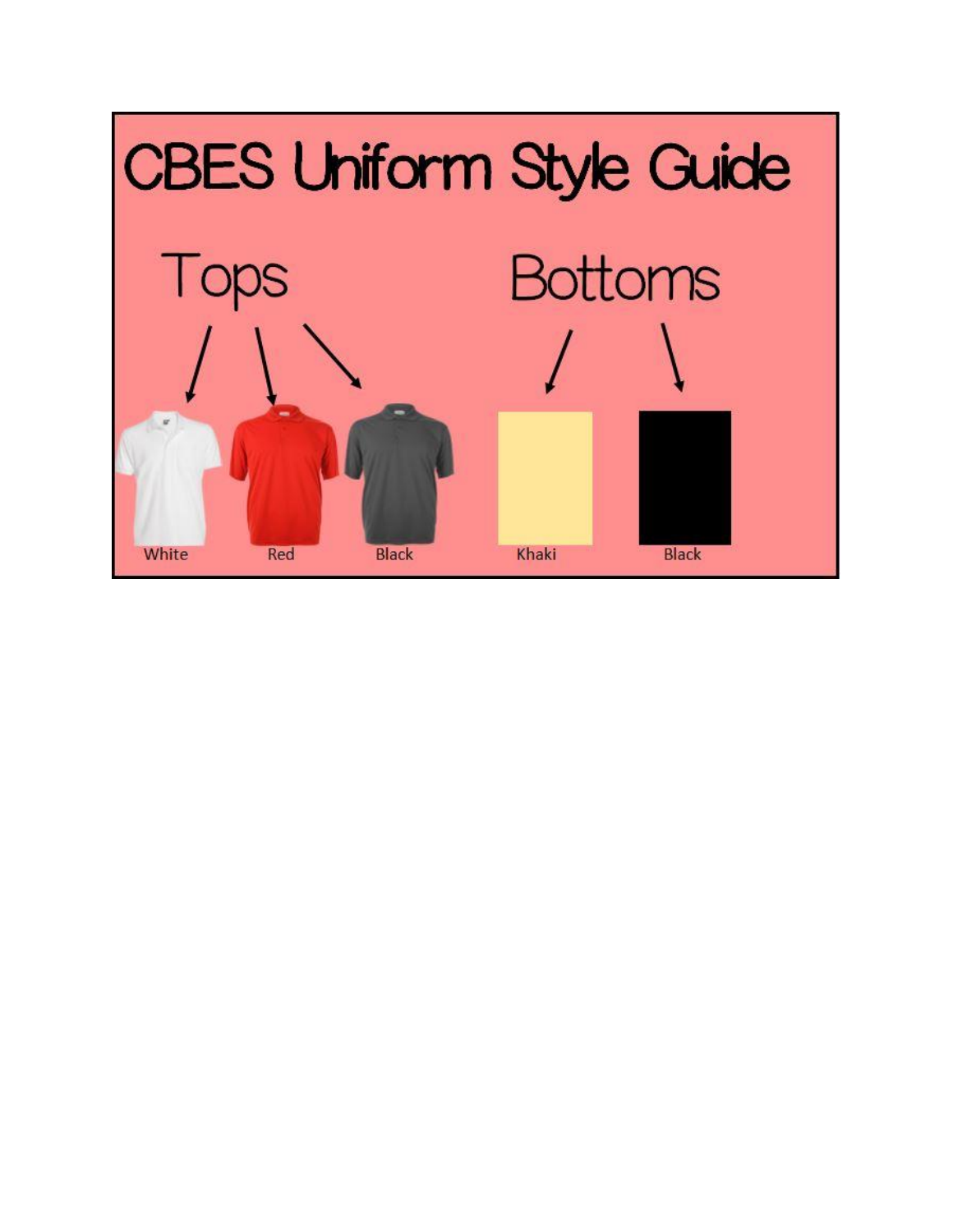# CBES Uniform Style Guide

## Tops

- White
- Red
- Black

## Bottoms

- Khaki
- Black